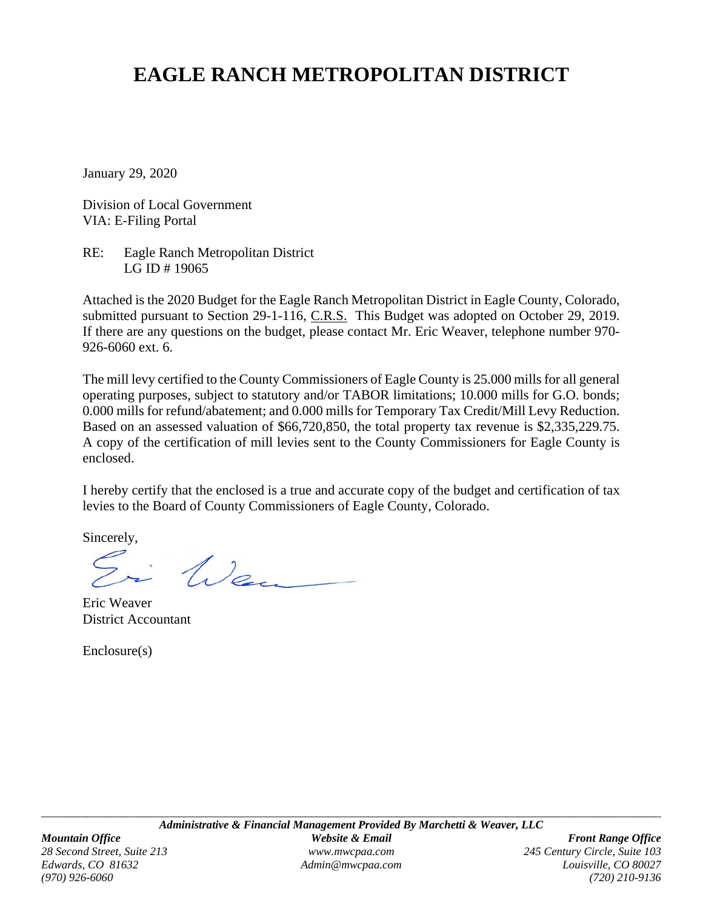# EAGLE RANCH METROPOLITAN DISTRICT

January 29, 2020

Division of Local Government
VIA: E-Filing Portal

RE: Eagle Ranch Metropolitan District
LG ID # 19065

Attached is the 2020 Budget for the Eagle Ranch Metropolitan District in Eagle County, Colorado, submitted pursuant to Section 29-1-116, C.R.S. This Budget was adopted on October 29, 2019. If there are any questions on the budget, please contact Mr. Eric Weaver, telephone number 970-926-6060 ext. 6.

The mill levy certified to the County Commissioners of Eagle County is 25.000 mills for all general operating purposes, subject to statutory and/or TABOR limitations; 10.000 mills for G.O. bonds; 0.000 mills for refund/abatement; and 0.000 mills for Temporary Tax Credit/Mill Levy Reduction. Based on an assessed valuation of $66,720,850, the total property tax revenue is $2,335,229.75. A copy of the certification of mill levies sent to the County Commissioners for Eagle County is enclosed.

I hereby certify that the enclosed is a true and accurate copy of the budget and certification of tax levies to the Board of County Commissioners of Eagle County, Colorado.

Sincerely,

Eric Weaver
District Accountant

Enclosure(s)

***Administrative & Financial Management Provided By Marchetti & Weaver, LLC***

***Mountain Office***
*28 Second Street, Suite 213*
*Edwards, CO 81632*
*(970) 926-6060*

***Website & Email***
*www.mwcpaa.com*
*Admin@mwcpaa.com*

***Front Range Office***
*245 Century Circle, Suite 103*
*Louisville, CO 80027*
*(720) 210-9136*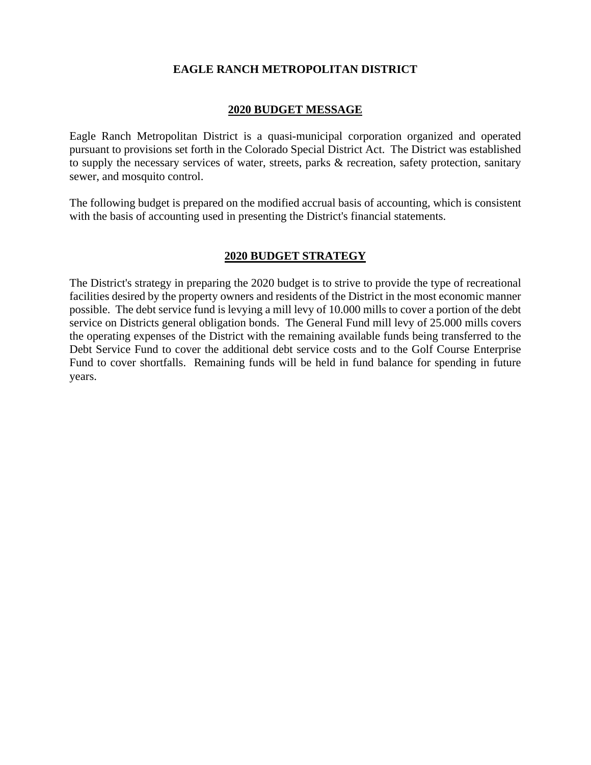# EAGLE RANCH METROPOLITAN DISTRICT

## 2020 BUDGET MESSAGE

Eagle Ranch Metropolitan District is a quasi-municipal corporation organized and operated pursuant to provisions set forth in the Colorado Special District Act. The District was established to supply the necessary services of water, streets, parks & recreation, safety protection, sanitary sewer, and mosquito control.

The following budget is prepared on the modified accrual basis of accounting, which is consistent with the basis of accounting used in presenting the District's financial statements.

## 2020 BUDGET STRATEGY

The District's strategy in preparing the 2020 budget is to strive to provide the type of recreational facilities desired by the property owners and residents of the District in the most economic manner possible. The debt service fund is levying a mill levy of 10.000 mills to cover a portion of the debt service on Districts general obligation bonds. The General Fund mill levy of 25.000 mills covers the operating expenses of the District with the remaining available funds being transferred to the Debt Service Fund to cover the additional debt service costs and to the Golf Course Enterprise Fund to cover shortfalls. Remaining funds will be held in fund balance for spending in future years.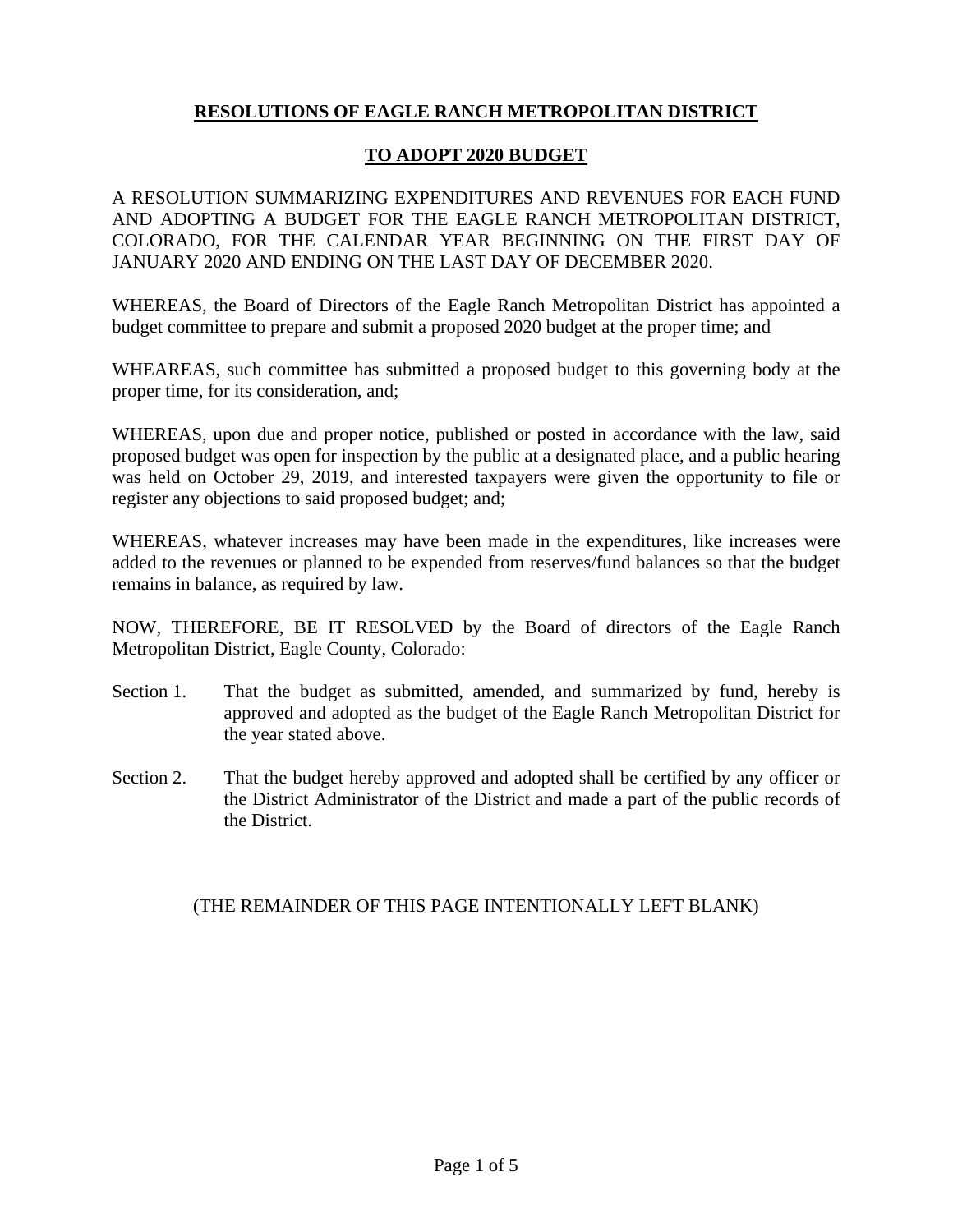# RESOLUTIONS OF EAGLE RANCH METROPOLITAN DISTRICT

## TO ADOPT 2020 BUDGET

A RESOLUTION SUMMARIZING EXPENDITURES AND REVENUES FOR EACH FUND AND ADOPTING A BUDGET FOR THE EAGLE RANCH METROPOLITAN DISTRICT, COLORADO, FOR THE CALENDAR YEAR BEGINNING ON THE FIRST DAY OF JANUARY 2020 AND ENDING ON THE LAST DAY OF DECEMBER 2020.

WHEREAS, the Board of Directors of the Eagle Ranch Metropolitan District has appointed a budget committee to prepare and submit a proposed 2020 budget at the proper time; and

WHEAREAS, such committee has submitted a proposed budget to this governing body at the proper time, for its consideration, and;

WHEREAS, upon due and proper notice, published or posted in accordance with the law, said proposed budget was open for inspection by the public at a designated place, and a public hearing was held on October 29, 2019, and interested taxpayers were given the opportunity to file or register any objections to said proposed budget; and;

WHEREAS, whatever increases may have been made in the expenditures, like increases were added to the revenues or planned to be expended from reserves/fund balances so that the budget remains in balance, as required by law.

NOW, THEREFORE, BE IT RESOLVED by the Board of directors of the Eagle Ranch Metropolitan District, Eagle County, Colorado:

Section 1. That the budget as submitted, amended, and summarized by fund, hereby is approved and adopted as the budget of the Eagle Ranch Metropolitan District for the year stated above.

Section 2. That the budget hereby approved and adopted shall be certified by any officer or the District Administrator of the District and made a part of the public records of the District.

(THE REMAINDER OF THIS PAGE INTENTIONALLY LEFT BLANK)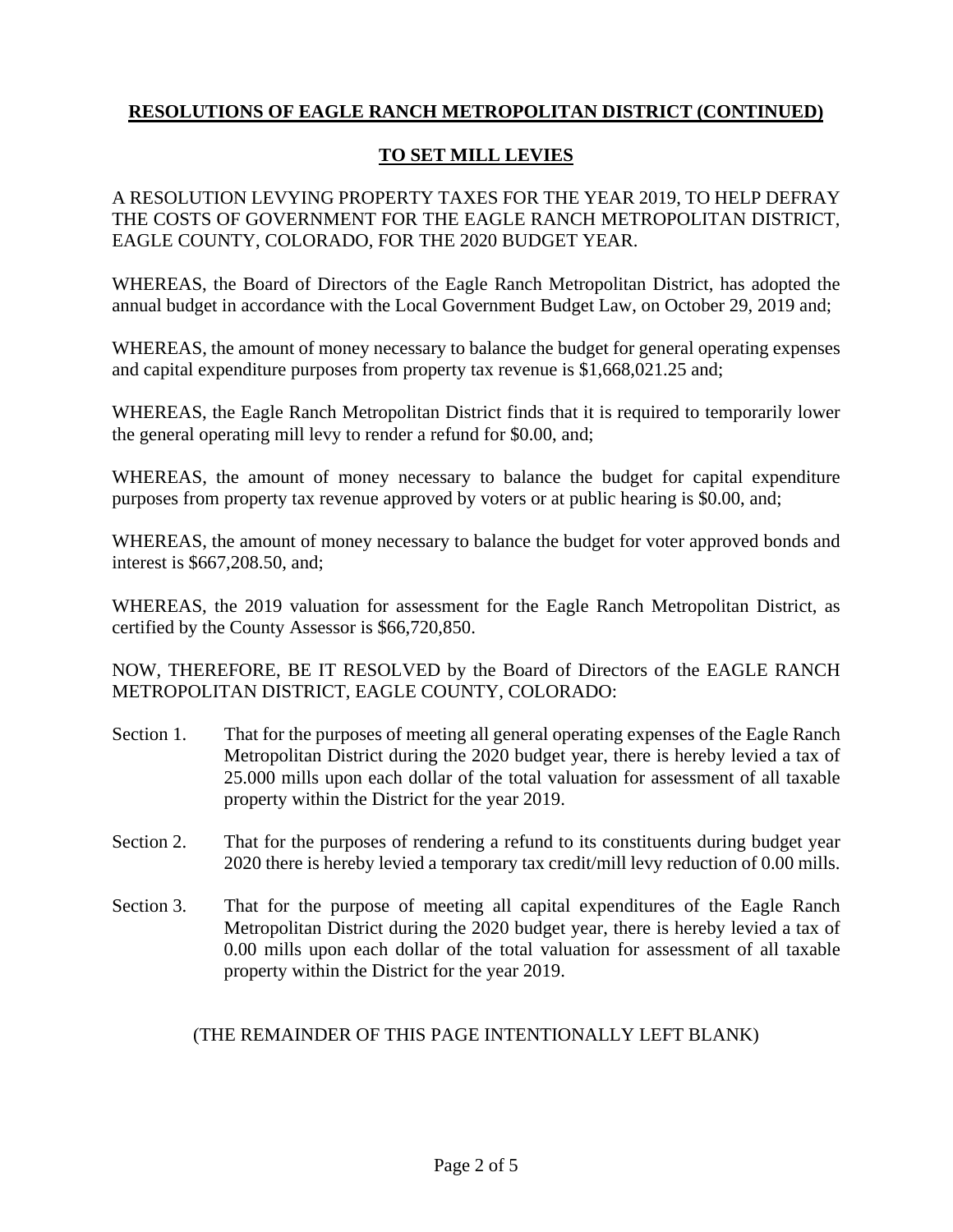## **RESOLUTIONS OF EAGLE RANCH METROPOLITAN DISTRICT (CONTINUED)**

## **TO SET MILL LEVIES**

A RESOLUTION LEVYING PROPERTY TAXES FOR THE YEAR 2019, TO HELP DEFRAY THE COSTS OF GOVERNMENT FOR THE EAGLE RANCH METROPOLITAN DISTRICT, EAGLE COUNTY, COLORADO, FOR THE 2020 BUDGET YEAR.

WHEREAS, the Board of Directors of the Eagle Ranch Metropolitan District, has adopted the annual budget in accordance with the Local Government Budget Law, on October 29, 2019 and;

WHEREAS, the amount of money necessary to balance the budget for general operating expenses and capital expenditure purposes from property tax revenue is $1,668,021.25 and;

WHEREAS, the Eagle Ranch Metropolitan District finds that it is required to temporarily lower the general operating mill levy to render a refund for $0.00, and;

WHEREAS, the amount of money necessary to balance the budget for capital expenditure purposes from property tax revenue approved by voters or at public hearing is $0.00, and;

WHEREAS, the amount of money necessary to balance the budget for voter approved bonds and interest is $667,208.50, and;

WHEREAS, the 2019 valuation for assessment for the Eagle Ranch Metropolitan District, as certified by the County Assessor is $66,720,850.

NOW, THEREFORE, BE IT RESOLVED by the Board of Directors of the EAGLE RANCH METROPOLITAN DISTRICT, EAGLE COUNTY, COLORADO:

Section 1. That for the purposes of meeting all general operating expenses of the Eagle Ranch Metropolitan District during the 2020 budget year, there is hereby levied a tax of 25.000 mills upon each dollar of the total valuation for assessment of all taxable property within the District for the year 2019.

Section 2. That for the purposes of rendering a refund to its constituents during budget year 2020 there is hereby levied a temporary tax credit/mill levy reduction of 0.00 mills.

Section 3. That for the purpose of meeting all capital expenditures of the Eagle Ranch Metropolitan District during the 2020 budget year, there is hereby levied a tax of 0.00 mills upon each dollar of the total valuation for assessment of all taxable property within the District for the year 2019.

(THE REMAINDER OF THIS PAGE INTENTIONALLY LEFT BLANK)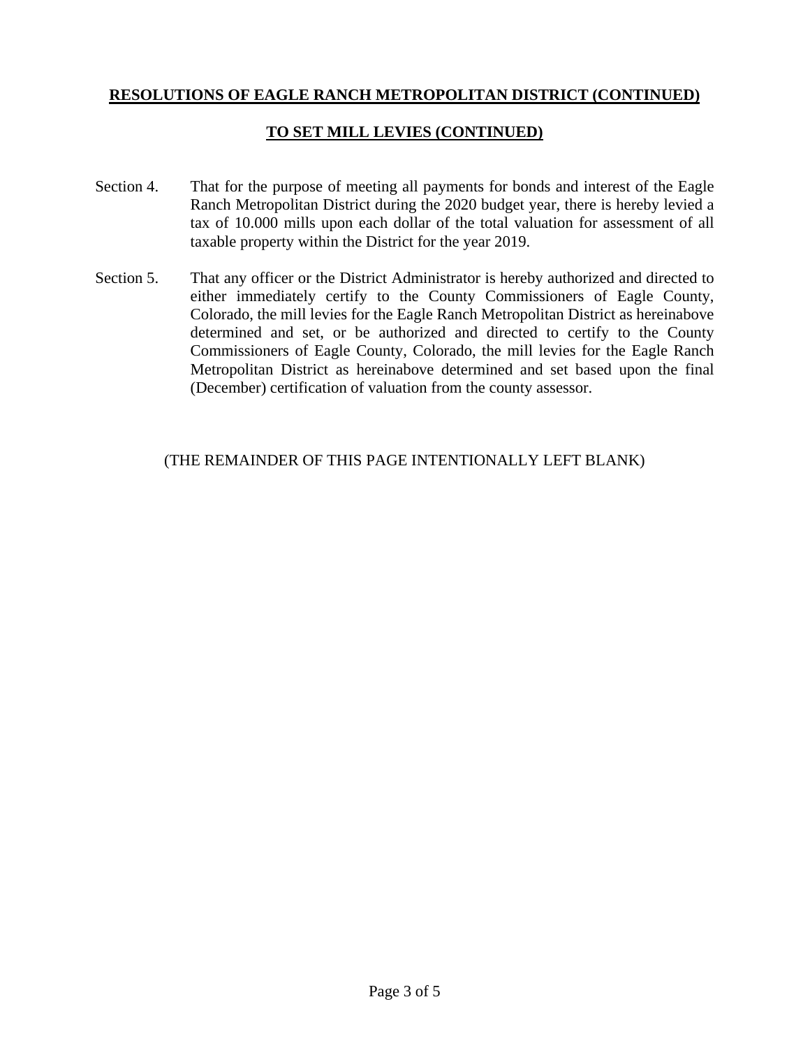**RESOLUTIONS OF EAGLE RANCH METROPOLITAN DISTRICT (CONTINUED)**

**TO SET MILL LEVIES (CONTINUED)**

Section 4. That for the purpose of meeting all payments for bonds and interest of the Eagle Ranch Metropolitan District during the 2020 budget year, there is hereby levied a tax of 10.000 mills upon each dollar of the total valuation for assessment of all taxable property within the District for the year 2019.

Section 5. That any officer or the District Administrator is hereby authorized and directed to either immediately certify to the County Commissioners of Eagle County, Colorado, the mill levies for the Eagle Ranch Metropolitan District as hereinabove determined and set, or be authorized and directed to certify to the County Commissioners of Eagle County, Colorado, the mill levies for the Eagle Ranch Metropolitan District as hereinabove determined and set based upon the final (December) certification of valuation from the county assessor.

(THE REMAINDER OF THIS PAGE INTENTIONALLY LEFT BLANK)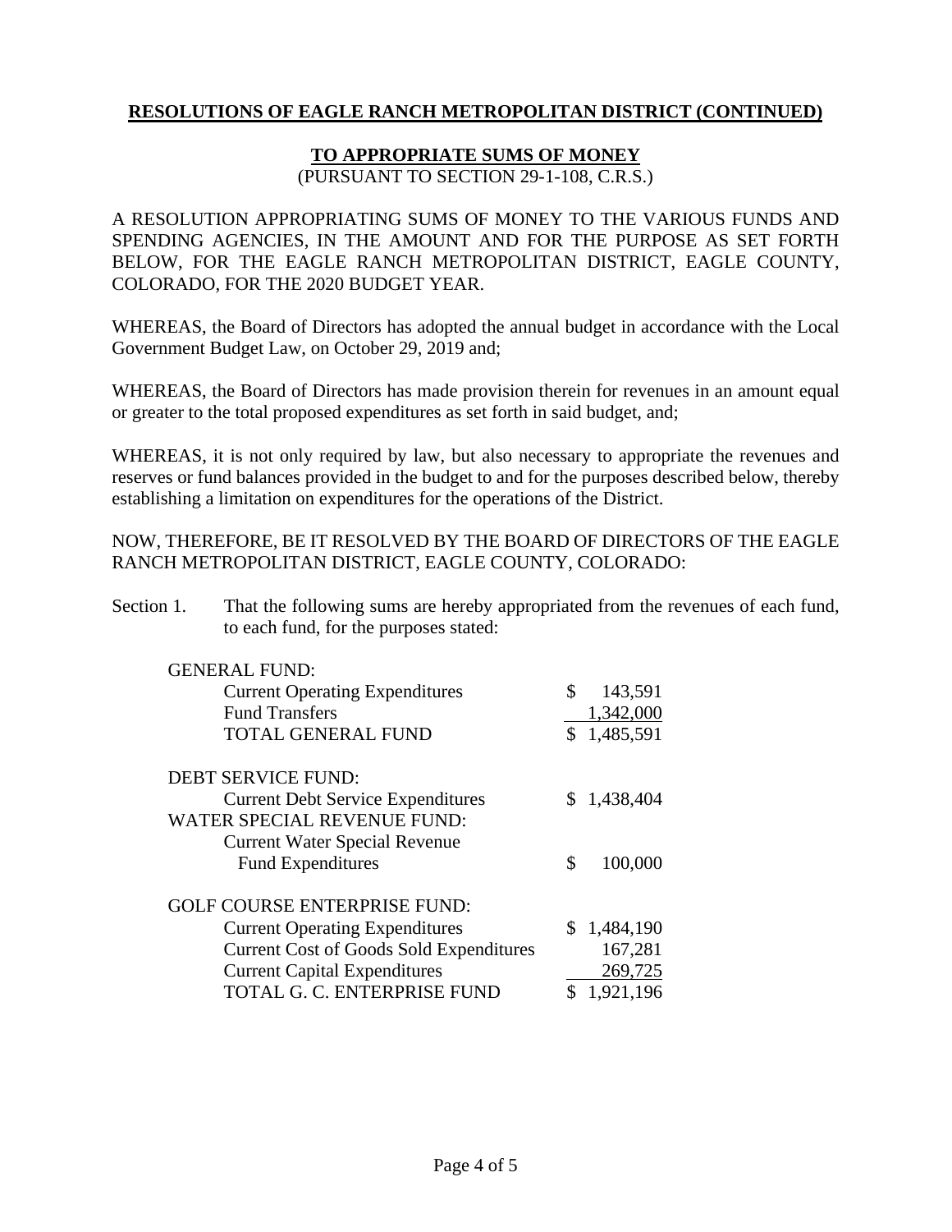## RESOLUTIONS OF EAGLE RANCH METROPOLITAN DISTRICT (CONTINUED)

### TO APPROPRIATE SUMS OF MONEY

(PURSUANT TO SECTION 29-1-108, C.R.S.)

A RESOLUTION APPROPRIATING SUMS OF MONEY TO THE VARIOUS FUNDS AND SPENDING AGENCIES, IN THE AMOUNT AND FOR THE PURPOSE AS SET FORTH BELOW, FOR THE EAGLE RANCH METROPOLITAN DISTRICT, EAGLE COUNTY, COLORADO, FOR THE 2020 BUDGET YEAR.

WHEREAS, the Board of Directors has adopted the annual budget in accordance with the Local Government Budget Law, on October 29, 2019 and;

WHEREAS, the Board of Directors has made provision therein for revenues in an amount equal or greater to the total proposed expenditures as set forth in said budget, and;

WHEREAS, it is not only required by law, but also necessary to appropriate the revenues and reserves or fund balances provided in the budget to and for the purposes described below, thereby establishing a limitation on expenditures for the operations of the District.

NOW, THEREFORE, BE IT RESOLVED BY THE BOARD OF DIRECTORS OF THE EAGLE RANCH METROPOLITAN DISTRICT, EAGLE COUNTY, COLORADO:

Section 1. That the following sums are hereby appropriated from the revenues of each fund, to each fund, for the purposes stated:

| | |
|---|---|
| GENERAL FUND: | |
| Current Operating Expenditures | $ 143,591 |
| Fund Transfers | 1,342,000 |
| TOTAL GENERAL FUND | $ 1,485,591 |
| | |
| DEBT SERVICE FUND: | |
| Current Debt Service Expenditures | $ 1,438,404 |
| WATER SPECIAL REVENUE FUND: | |
| Current Water Special Revenue Fund Expenditures | $ 100,000 |
| | |
| GOLF COURSE ENTERPRISE FUND: | |
| Current Operating Expenditures | $ 1,484,190 |
| Current Cost of Goods Sold Expenditures | 167,281 |
| Current Capital Expenditures | 269,725 |
| TOTAL G. C. ENTERPRISE FUND | $ 1,921,196 |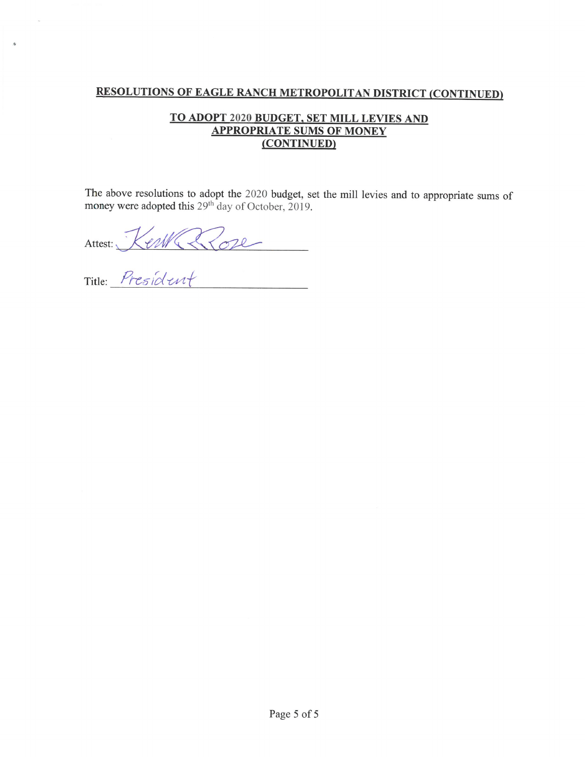## RESOLUTIONS OF EAGLE RANCH METROPOLITAN DISTRICT (CONTINUED)

### TO ADOPT 2020 BUDGET, SET MILL LEVIES AND APPROPRIATE SUMS OF MONEY (CONTINUED)

The above resolutions to adopt the 2020 budget, set the mill levies and to appropriate sums of money were adopted this 29th day of October, 2019.

Attest: Keith R Rose

Title: President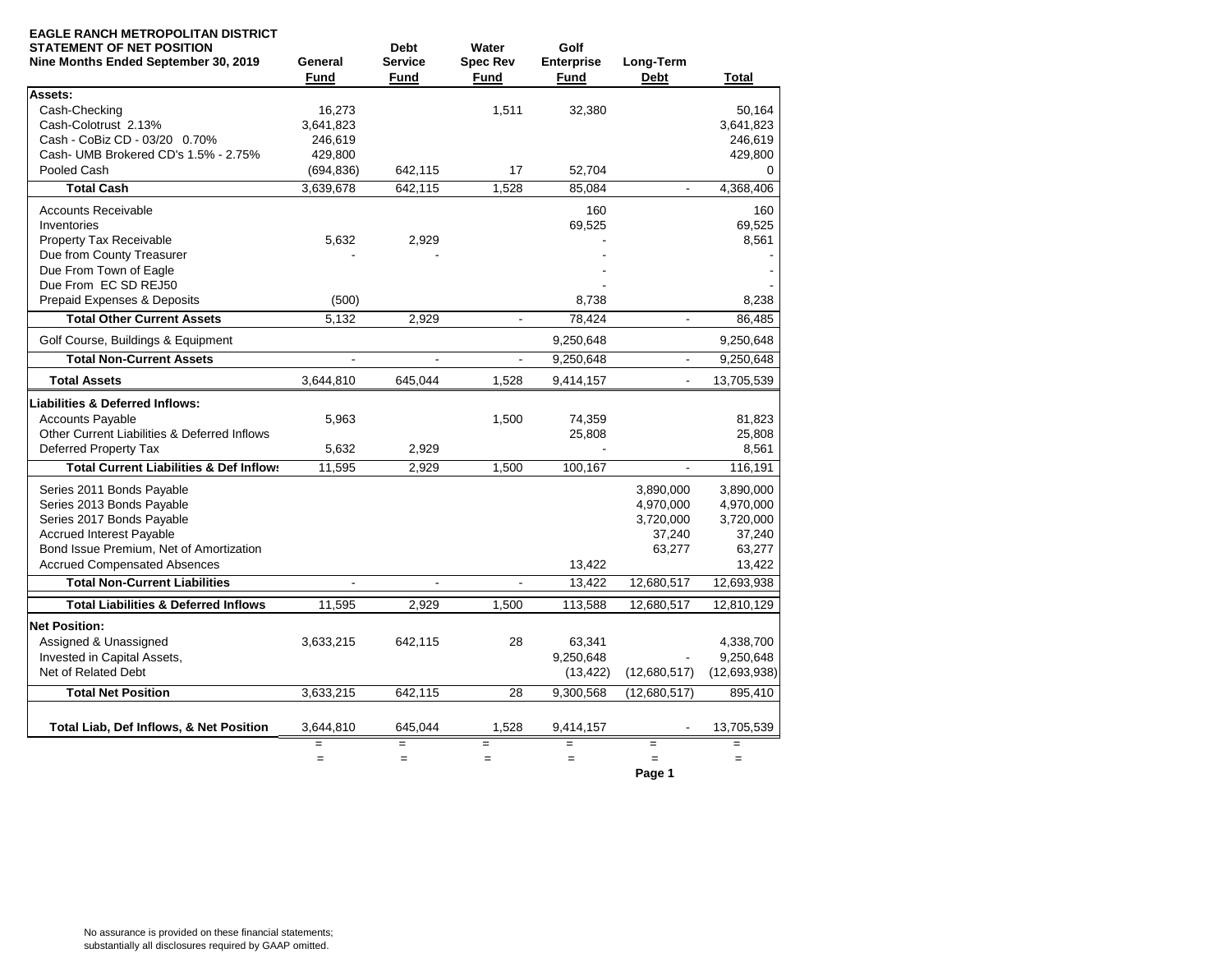**EAGLE RANCH METROPOLITAN DISTRICT**
**STATEMENT OF NET POSITION**
**Nine Months Ended September 30, 2019**

| | General Fund | Debt Service Fund | Water Spec Rev Fund | Golf Enterprise Fund | Long-Term Debt | Total |
|---|---|---|---|---|---|---|
| **Assets:** | | | | | | |
| Cash-Checking | 16,273 | | 1,511 | 32,380 | | 50,164 |
| Cash-Colotrust 2.13% | 3,641,823 | | | | | 3,641,823 |
| Cash - CoBiz CD - 03/20 0.70% | 246,619 | | | | | 246,619 |
| Cash- UMB Brokered CD's 1.5% - 2.75% | 429,800 | | | | | 429,800 |
| Pooled Cash | (694,836) | 642,115 | 17 | 52,704 | | 0 |
| **Total Cash** | 3,639,678 | 642,115 | 1,528 | 85,084 | - | 4,368,406 |
| Accounts Receivable | | | | 160 | | 160 |
| Inventories | | | | 69,525 | | 69,525 |
| Property Tax Receivable | 5,632 | 2,929 | | - | | 8,561 |
| Due from County Treasurer | - | - | | - | | - |
| Due From Town of Eagle | | | | - | | - |
| Due From EC SD REJ50 | | | | - | | - |
| Prepaid Expenses & Deposits | (500) | | | 8,738 | | 8,238 |
| **Total Other Current Assets** | 5,132 | 2,929 | - | 78,424 | - | 86,485 |
| Golf Course, Buildings & Equipment | | | | 9,250,648 | | 9,250,648 |
| **Total Non-Current Assets** | - | - | - | 9,250,648 | - | 9,250,648 |
| **Total Assets** | 3,644,810 | 645,044 | 1,528 | 9,414,157 | - | 13,705,539 |
| **Liabilities & Deferred Inflows:** | | | | | | |
| Accounts Payable | 5,963 | | 1,500 | 74,359 | | 81,823 |
| Other Current Liabilities & Deferred Inflows | | | | 25,808 | | 25,808 |
| Deferred Property Tax | 5,632 | 2,929 | | - | | 8,561 |
| **Total Current Liabilities & Def Inflows** | 11,595 | 2,929 | 1,500 | 100,167 | - | 116,191 |
| Series 2011 Bonds Payable | | | | | 3,890,000 | 3,890,000 |
| Series 2013 Bonds Payable | | | | | 4,970,000 | 4,970,000 |
| Series 2017 Bonds Payable | | | | | 3,720,000 | 3,720,000 |
| Accrued Interest Payable | | | | | 37,240 | 37,240 |
| Bond Issue Premium, Net of Amortization | | | | | 63,277 | 63,277 |
| Accrued Compensated Absences | | | | 13,422 | | 13,422 |
| **Total Non-Current Liabilities** | - | - | - | 13,422 | 12,680,517 | 12,693,938 |
| **Total Liabilities & Deferred Inflows** | 11,595 | 2,929 | 1,500 | 113,588 | 12,680,517 | 12,810,129 |
| **Net Position:** | | | | | | |
| Assigned & Unassigned | 3,633,215 | 642,115 | 28 | 63,341 | | 4,338,700 |
| Invested in Capital Assets, | | | | 9,250,648 | - | 9,250,648 |
| Net of Related Debt | | | | (13,422) | (12,680,517) | (12,693,938) |
| **Total Net Position** | 3,633,215 | 642,115 | 28 | 9,300,568 | (12,680,517) | 895,410 |
| **Total Liab, Def Inflows, & Net Position** | 3,644,810 | 645,044 | 1,528 | 9,414,157 | - | 13,705,539 |
| | = | = | = | = | = | = |
| | = | = | = | = | = | = |

No assurance is provided on these financial statements; substantially all disclosures required by GAAP omitted.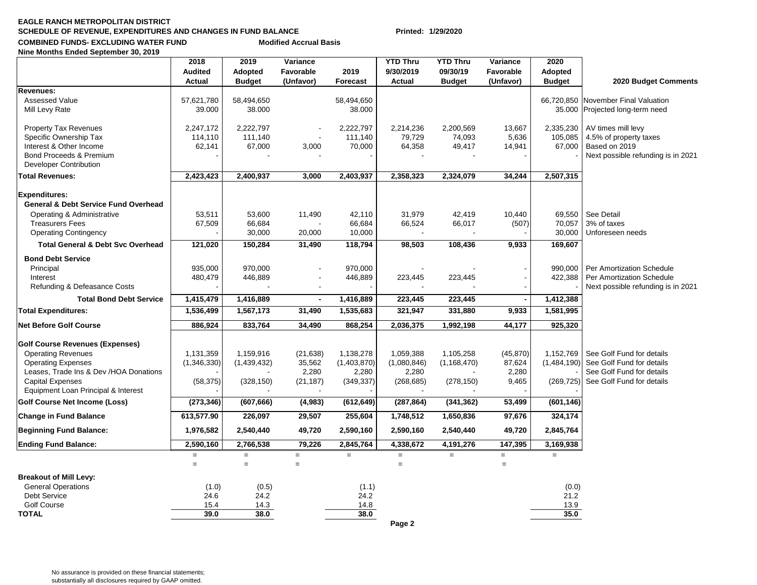**EAGLE RANCH METROPOLITAN DISTRICT**
**SCHEDULE OF REVENUE, EXPENDITURES AND CHANGES IN FUND BALANCE** **Printed: 1/29/2020**
**COMBINED FUNDS- EXCLUDING WATER FUND** **Modified Accrual Basis**
**Nine Months Ended September 30, 2019**

| | 2018 Audited Actual | 2019 Adopted Budget | Variance Favorable (Unfavor) | 2019 Forecast | YTD Thru 9/30/2019 Actual | YTD Thru 09/30/19 Budget | Variance Favorable (Unfavor) | 2020 Adopted Budget | 2020 Budget Comments |
|---|---|---|---|---|---|---|---|---|---|
| **Revenues:** | | | | | | | | | |
| Assessed Value | 57,621,780 | 58,494,650 | | 58,494,650 | | | | 66,720,850 | November Final Valuation |
| Mill Levy Rate | 39.000 | 38.000 | | 38.000 | | | | 35.000 | Projected long-term need |
| Property Tax Revenues | 2,247,172 | 2,222,797 | - | 2,222,797 | 2,214,236 | 2,200,569 | 13,667 | 2,335,230 | AV times mill levy |
| Specific Ownership Tax | 114,110 | 111,140 | - | 111,140 | 79,729 | 74,093 | 5,636 | 105,085 | 4.5% of property taxes |
| Interest & Other Income | 62,141 | 67,000 | 3,000 | 70,000 | 64,358 | 49,417 | 14,941 | 67,000 | Based on 2019 |
| Bond Proceeds & Premium | - | - | - | - | - | - | - | - | Next possible refunding is in 2021 |
| Developer Contribution | | | | | | | | | |
| **Total Revenues:** | **2,423,423** | **2,400,937** | **3,000** | **2,403,937** | **2,358,323** | **2,324,079** | **34,244** | **2,507,315** | |
| **Expenditures:** | | | | | | | | | |
| **General & Debt Service Fund Overhead** | | | | | | | | | |
| Operating & Administrative | 53,511 | 53,600 | 11,490 | 42,110 | 31,979 | 42,419 | 10,440 | 69,550 | See Detail |
| Treasurers Fees | 67,509 | 66,684 | - | 66,684 | 66,524 | 66,017 | (507) | 70,057 | 3% of taxes |
| Operating Contingency | - | 30,000 | 20,000 | 10,000 | - | - | - | 30,000 | Unforeseen needs |
| **Total General & Debt Svc Overhead** | **121,020** | **150,284** | **31,490** | **118,794** | **98,503** | **108,436** | **9,933** | **169,607** | |
| **Bond Debt Service** | | | | | | | | | |
| Principal | 935,000 | 970,000 | - | 970,000 | - | - | - | 990,000 | Per Amortization Schedule |
| Interest | 480,479 | 446,889 | - | 446,889 | 223,445 | 223,445 | - | 422,388 | Per Amortization Schedule |
| Refunding & Defeasance Costs | - | - | - | - | - | - | - | - | Next possible refunding is in 2021 |
| **Total Bond Debt Service** | **1,415,479** | **1,416,889** | **-** | **1,416,889** | **223,445** | **223,445** | **-** | **1,412,388** | |
| **Total Expenditures:** | **1,536,499** | **1,567,173** | **31,490** | **1,535,683** | **321,947** | **331,880** | **9,933** | **1,581,995** | |
| **Net Before Golf Course** | **886,924** | **833,764** | **34,490** | **868,254** | **2,036,375** | **1,992,198** | **44,177** | **925,320** | |
| **Golf Course Revenues (Expenses)** | | | | | | | | | |
| Operating Revenues | 1,131,359 | 1,159,916 | (21,638) | 1,138,278 | 1,059,388 | 1,105,258 | (45,870) | 1,152,769 | See Golf Fund for details |
| Operating Expenses | (1,346,330) | (1,439,432) | 35,562 | (1,403,870) | (1,080,846) | (1,168,470) | 87,624 | (1,484,190) | See Golf Fund for details |
| Leases, Trade Ins & Dev /HOA Donations | - | - | 2,280 | 2,280 | 2,280 | - | 2,280 | - | See Golf Fund for details |
| Capital Expenses | (58,375) | (328,150) | (21,187) | (349,337) | (268,685) | (278,150) | 9,465 | (269,725) | See Golf Fund for details |
| Equipment Loan Principal & Interest | - | - | - | - | - | - | - | - | |
| **Golf Course Net Income (Loss)** | **(273,346)** | **(607,666)** | **(4,983)** | **(612,649)** | **(287,864)** | **(341,362)** | **53,499** | **(601,146)** | |
| **Change in Fund Balance** | **613,577.90** | **226,097** | **29,507** | **255,604** | **1,748,512** | **1,650,836** | **97,676** | **324,174** | |
| **Beginning Fund Balance:** | **1,976,582** | **2,540,440** | **49,720** | **2,590,160** | **2,590,160** | **2,540,440** | **49,720** | **2,845,764** | |
| **Ending Fund Balance:** | **2,590,160** | **2,766,538** | **79,226** | **2,845,764** | **4,338,672** | **4,191,276** | **147,395** | **3,169,938** | |
| | = | = | = | = | = | = | = | = | |
| | = | = | = | | = | | = | | |
| **Breakout of Mill Levy:** | | | | | | | | | |
| General Operations | (1.0) | (0.5) | | (1.1) | | | | (0.0) | |
| Debt Service | 24.6 | 24.2 | | 24.2 | | | | 21.2 | |
| Golf Course | 15.4 | 14.3 | | 14.8 | | | | 13.9 | |
| **TOTAL** | **39.0** | **38.0** | | **38.0** | | | | **35.0** | |

No assurance is provided on these financial statements;
substantially all disclosures required by GAAP omitted.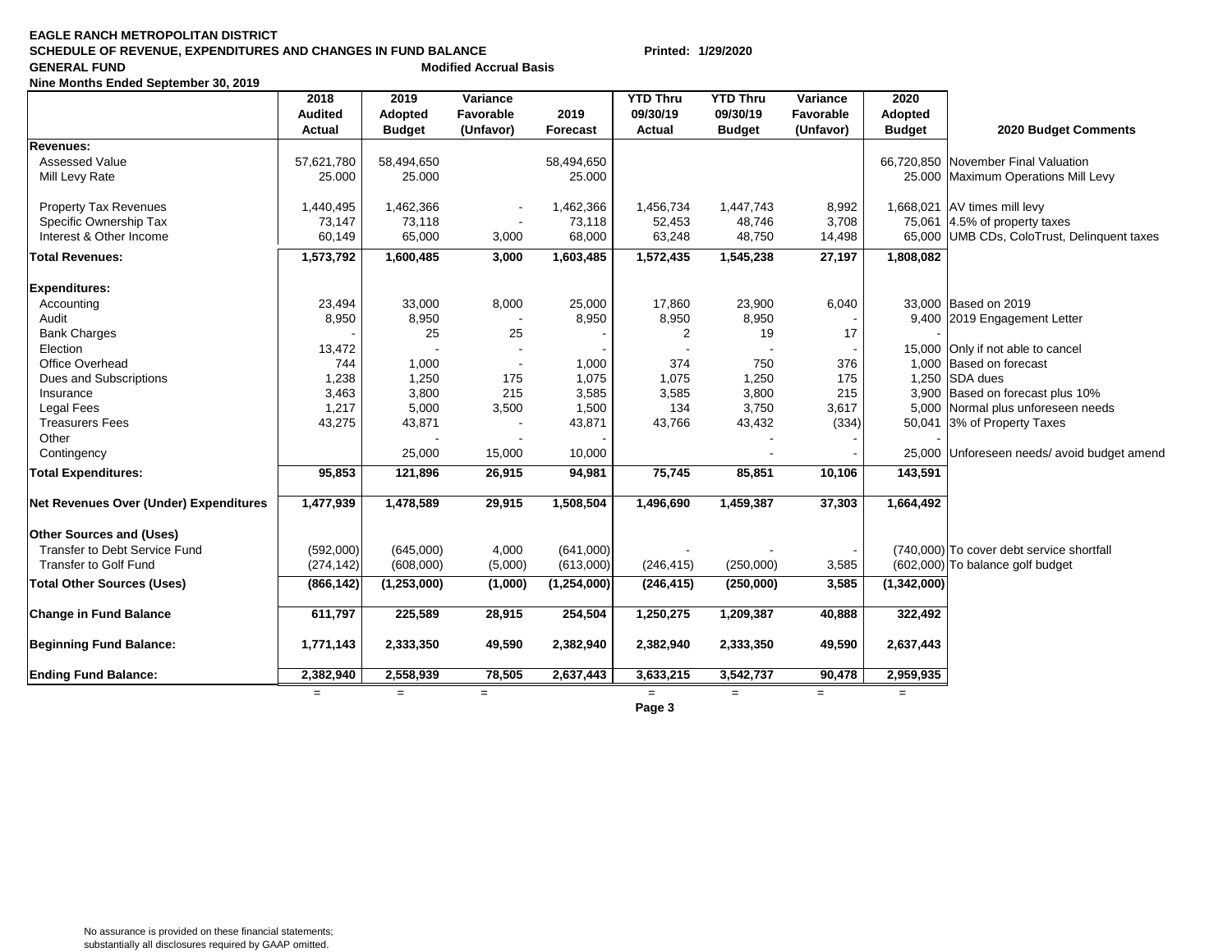**EAGLE RANCH METROPOLITAN DISTRICT**
**SCHEDULE OF REVENUE, EXPENDITURES AND CHANGES IN FUND BALANCE** **Printed: 1/29/2020**
**GENERAL FUND** **Modified Accrual Basis**
**Nine Months Ended September 30, 2019**

| | 2018 Audited Actual | 2019 Adopted Budget | Variance Favorable (Unfavor) | 2019 Forecast | YTD Thru 09/30/19 Actual | YTD Thru 09/30/19 Budget | Variance Favorable (Unfavor) | 2020 Adopted Budget | 2020 Budget Comments |
|---|---|---|---|---|---|---|---|---|---|
| **Revenues:** | | | | | | | | | |
| Assessed Value | 57,621,780 | 58,494,650 | | 58,494,650 | | | | 66,720,850 | November Final Valuation |
| Mill Levy Rate | 25.000 | 25.000 | | 25.000 | | | | 25.000 | Maximum Operations Mill Levy |
| Property Tax Revenues | 1,440,495 | 1,462,366 | - | 1,462,366 | 1,456,734 | 1,447,743 | 8,992 | 1,668,021 | AV times mill levy |
| Specific Ownership Tax | 73,147 | 73,118 | - | 73,118 | 52,453 | 48,746 | 3,708 | 75,061 | 4.5% of property taxes |
| Interest & Other Income | 60,149 | 65,000 | 3,000 | 68,000 | 63,248 | 48,750 | 14,498 | 65,000 | UMB CDs, ColoTrust, Delinquent taxes |
| **Total Revenues:** | **1,573,792** | **1,600,485** | **3,000** | **1,603,485** | **1,572,435** | **1,545,238** | **27,197** | **1,808,082** | |
| **Expenditures:** | | | | | | | | | |
| Accounting | 23,494 | 33,000 | 8,000 | 25,000 | 17,860 | 23,900 | 6,040 | 33,000 | Based on 2019 |
| Audit | 8,950 | 8,950 | - | 8,950 | 8,950 | 8,950 | - | 9,400 | 2019 Engagement Letter |
| Bank Charges | - | 25 | 25 | - | 2 | 19 | 17 | - | |
| Election | 13,472 | - | - | - | - | - | - | 15,000 | Only if not able to cancel |
| Office Overhead | 744 | 1,000 | - | 1,000 | 374 | 750 | 376 | 1,000 | Based on forecast |
| Dues and Subscriptions | 1,238 | 1,250 | 175 | 1,075 | 1,075 | 1,250 | 175 | 1,250 | SDA dues |
| Insurance | 3,463 | 3,800 | 215 | 3,585 | 3,585 | 3,800 | 215 | 3,900 | Based on forecast plus 10% |
| Legal Fees | 1,217 | 5,000 | 3,500 | 1,500 | 134 | 3,750 | 3,617 | 5,000 | Normal plus unforeseen needs |
| Treasurers Fees | 43,275 | 43,871 | - | 43,871 | 43,766 | 43,432 | (334) | 50,041 | 3% of Property Taxes |
| Other | | - | - | - | | - | - | - | |
| Contingency | | 25,000 | 15,000 | 10,000 | | - | - | 25,000 | Unforeseen needs/ avoid budget amend |
| **Total Expenditures:** | **95,853** | **121,896** | **26,915** | **94,981** | **75,745** | **85,851** | **10,106** | **143,591** | |
| **Net Revenues Over (Under) Expenditures** | **1,477,939** | **1,478,589** | **29,915** | **1,508,504** | **1,496,690** | **1,459,387** | **37,303** | **1,664,492** | |
| **Other Sources and (Uses)** | | | | | | | | | |
| Transfer to Debt Service Fund | (592,000) | (645,000) | 4,000 | (641,000) | - | - | - | (740,000) | To cover debt service shortfall |
| Transfer to Golf Fund | (274,142) | (608,000) | (5,000) | (613,000) | (246,415) | (250,000) | 3,585 | (602,000) | To balance golf budget |
| **Total Other Sources (Uses)** | **(866,142)** | **(1,253,000)** | **(1,000)** | **(1,254,000)** | **(246,415)** | **(250,000)** | **3,585** | **(1,342,000)** | |
| **Change in Fund Balance** | **611,797** | **225,589** | **28,915** | **254,504** | **1,250,275** | **1,209,387** | **40,888** | **322,492** | |
| **Beginning Fund Balance:** | **1,771,143** | **2,333,350** | **49,590** | **2,382,940** | **2,382,940** | **2,333,350** | **49,590** | **2,637,443** | |
| **Ending Fund Balance:** | **2,382,940** | **2,558,939** | **78,505** | **2,637,443** | **3,633,215** | **3,542,737** | **90,478** | **2,959,935** | |
| | = | = | = | | = | = | = | = | |

No assurance is provided on these financial statements;
substantially all disclosures required by GAAP omitted.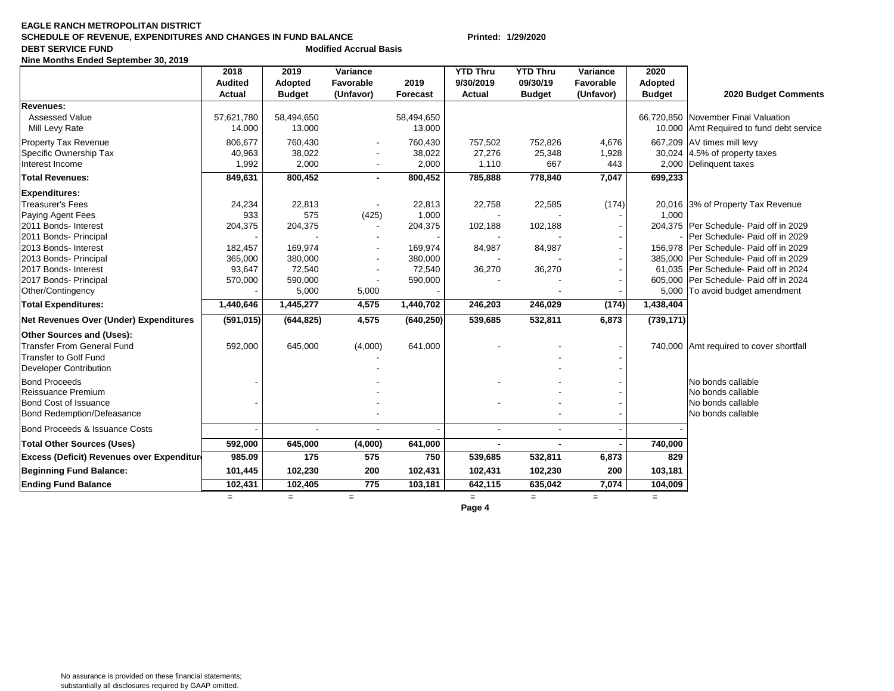**EAGLE RANCH METROPOLITAN DISTRICT**
**SCHEDULE OF REVENUE, EXPENDITURES AND CHANGES IN FUND BALANCE** **Printed: 1/29/2020**
**DEBT SERVICE FUND** **Modified Accrual Basis**
**Nine Months Ended September 30, 2019**

| | 2018 Audited Actual | 2019 Adopted Budget | Variance Favorable (Unfavor) | 2019 Forecast | YTD Thru 9/30/2019 Actual | YTD Thru 09/30/19 Budget | Variance Favorable (Unfavor) | 2020 Adopted Budget | 2020 Budget Comments |
|---|---|---|---|---|---|---|---|---|---|
| **Revenues:** | | | | | | | | | |
| Assessed Value | 57,621,780 | 58,494,650 | | 58,494,650 | | | | 66,720,850 | November Final Valuation |
| Mill Levy Rate | 14.000 | 13.000 | | 13.000 | | | | 10.000 | Amt Required to fund debt service |
| Property Tax Revenue | 806,677 | 760,430 | - | 760,430 | 757,502 | 752,826 | 4,676 | 667,209 | AV times mill levy |
| Specific Ownership Tax | 40,963 | 38,022 | - | 38,022 | 27,276 | 25,348 | 1,928 | 30,024 | 4.5% of property taxes |
| Interest Income | 1,992 | 2,000 | - | 2,000 | 1,110 | 667 | 443 | 2,000 | Delinquent taxes |
| **Total Revenues:** | **849,631** | **800,452** | **-** | **800,452** | **785,888** | **778,840** | **7,047** | **699,233** | |
| **Expenditures:** | | | | | | | | | |
| Treasurer's Fees | 24,234 | 22,813 | - | 22,813 | 22,758 | 22,585 | (174) | 20,016 | 3% of Property Tax Revenue |
| Paying Agent Fees | 933 | 575 | (425) | 1,000 | - | - | - | 1,000 | |
| 2011 Bonds- Interest | 204,375 | 204,375 | - | 204,375 | 102,188 | 102,188 | - | 204,375 | Per Schedule- Paid off in 2029 |
| 2011 Bonds- Principal | - | - | - | - | - | - | - | - | Per Schedule- Paid off in 2029 |
| 2013 Bonds- Interest | 182,457 | 169,974 | - | 169,974 | 84,987 | 84,987 | - | 156,978 | Per Schedule- Paid off in 2029 |
| 2013 Bonds- Principal | 365,000 | 380,000 | - | 380,000 | - | - | - | 385,000 | Per Schedule- Paid off in 2029 |
| 2017 Bonds- Interest | 93,647 | 72,540 | - | 72,540 | 36,270 | 36,270 | - | 61,035 | Per Schedule- Paid off in 2024 |
| 2017 Bonds- Principal | 570,000 | 590,000 | - | 590,000 | - | - | - | 605,000 | Per Schedule- Paid off in 2024 |
| Other/Contingency | - | 5,000 | 5,000 | - | | - | - | 5,000 | To avoid budget amendment |
| **Total Expenditures:** | **1,440,646** | **1,445,277** | **4,575** | **1,440,702** | **246,203** | **246,029** | **(174)** | **1,438,404** | |
| **Net Revenues Over (Under) Expenditures** | **(591,015)** | **(644,825)** | **4,575** | **(640,250)** | **539,685** | **532,811** | **6,873** | **(739,171)** | |
| **Other Sources and (Uses):** | | | | | | | | | |
| Transfer From General Fund | 592,000 | 645,000 | (4,000) | 641,000 | - | - | - | 740,000 | Amt required to cover shortfall |
| Transfer to Golf Fund | | | - | | | - | - | | |
| Developer Contribution | | | - | | | - | - | | |
| Bond Proceeds | - | | - | | - | - | - | | No bonds callable |
| Reissuance Premium | | | - | | | - | - | | No bonds callable |
| Bond Cost of Issuance | - | | - | | - | - | - | | No bonds callable |
| Bond Redemption/Defeasance | | | - | | | - | - | | No bonds callable |
| Bond Proceeds & Issuance Costs | - | - | - | - | - | - | - | - | |
| **Total Other Sources (Uses)** | **592,000** | **645,000** | **(4,000)** | **641,000** | **-** | **-** | **-** | **740,000** | |
| **Excess (Deficit) Revenues over Expenditure** | **985.09** | **175** | **575** | **750** | **539,685** | **532,811** | **6,873** | **829** | |
| **Beginning Fund Balance:** | **101,445** | **102,230** | **200** | **102,431** | **102,431** | **102,230** | **200** | **103,181** | |
| **Ending Fund Balance** | **102,431** | **102,405** | **775** | **103,181** | **642,115** | **635,042** | **7,074** | **104,009** | |
| | = | = | = | | = | = | = | = | |

No assurance is provided on these financial statements;
substantially all disclosures required by GAAP omitted.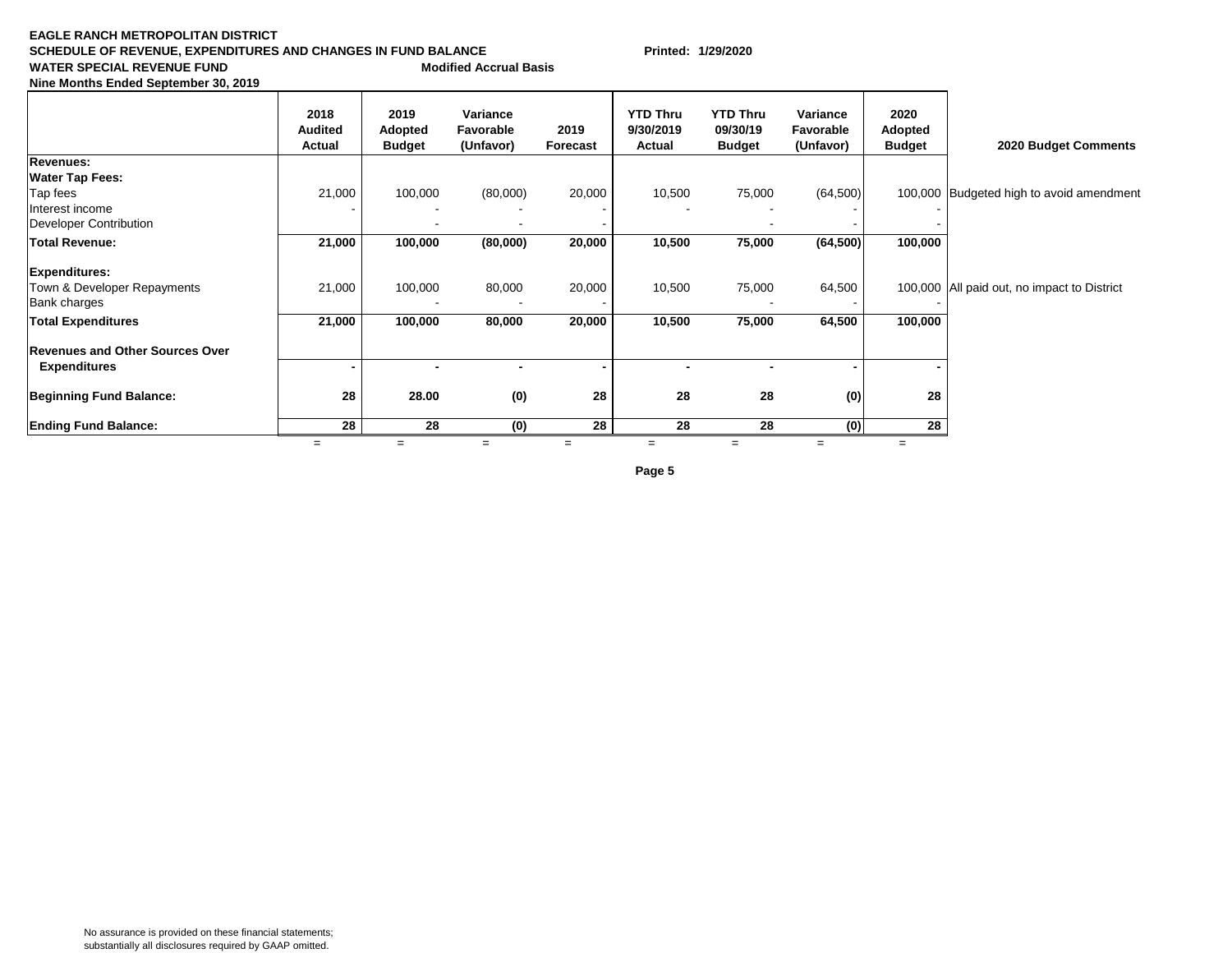**EAGLE RANCH METROPOLITAN DISTRICT**
**SCHEDULE OF REVENUE, EXPENDITURES AND CHANGES IN FUND BALANCE** **Printed: 1/29/2020**
**WATER SPECIAL REVENUE FUND** **Modified Accrual Basis**
**Nine Months Ended September 30, 2019**

| | 2018 Audited Actual | 2019 Adopted Budget | Variance Favorable (Unfavor) | 2019 Forecast | YTD Thru 9/30/2019 Actual | YTD Thru 09/30/19 Budget | Variance Favorable (Unfavor) | 2020 Adopted Budget | 2020 Budget Comments |
|---|---|---|---|---|---|---|---|---|---|
| **Revenues:** | | | | | | | | | |
| **Water Tap Fees:** | | | | | | | | | |
| Tap fees | 21,000 | 100,000 | (80,000) | 20,000 | 10,500 | 75,000 | (64,500) | 100,000 | Budgeted high to avoid amendment |
| Interest income | - | - | - | - | - | - | - | - | |
| Developer Contribution | | - | - | - | | - | - | - | |
| **Total Revenue:** | **21,000** | **100,000** | **(80,000)** | **20,000** | **10,500** | **75,000** | **(64,500)** | **100,000** | |
| **Expenditures:** | | | | | | | | | |
| Town & Developer Repayments | 21,000 | 100,000 | 80,000 | 20,000 | 10,500 | 75,000 | 64,500 | 100,000 | All paid out, no impact to District |
| Bank charges | | - | - | - | | - | - | - | |
| **Total Expenditures** | **21,000** | **100,000** | **80,000** | **20,000** | **10,500** | **75,000** | **64,500** | **100,000** | |
| **Revenues and Other Sources Over Expenditures** | **-** | **-** | **-** | **-** | **-** | **-** | **-** | **-** | |
| **Beginning Fund Balance:** | **28** | **28.00** | **(0)** | **28** | **28** | **28** | **(0)** | **28** | |
| **Ending Fund Balance:** | **28** | **28** | **(0)** | **28** | **28** | **28** | **(0)** | **28** | |

No assurance is provided on these financial statements;
substantially all disclosures required by GAAP omitted.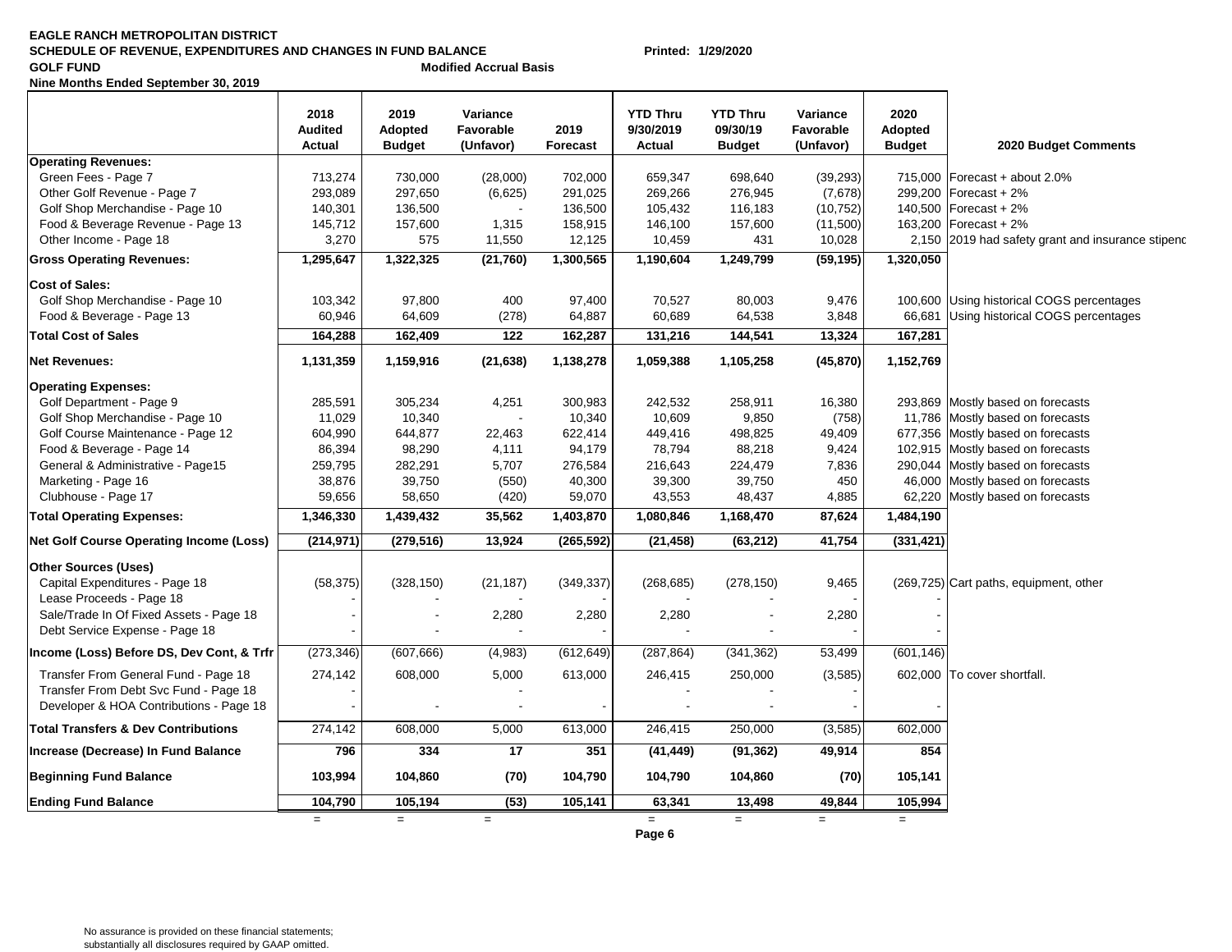**EAGLE RANCH METROPOLITAN DISTRICT**
**SCHEDULE OF REVENUE, EXPENDITURES AND CHANGES IN FUND BALANCE** **Printed: 1/29/2020**
**GOLF FUND** **Modified Accrual Basis**
**Nine Months Ended September 30, 2019**

| | 2018 Audited Actual | 2019 Adopted Budget | Variance Favorable (Unfavor) | 2019 Forecast | YTD Thru 9/30/2019 Actual | YTD Thru 09/30/19 Budget | Variance Favorable (Unfavor) | 2020 Adopted Budget | 2020 Budget Comments |
|---|---|---|---|---|---|---|---|---|---|
| **Operating Revenues:** | | | | | | | | | |
| Green Fees - Page 7 | 713,274 | 730,000 | (28,000) | 702,000 | 659,347 | 698,640 | (39,293) | 715,000 | Forecast + about 2.0% |
| Other Golf Revenue - Page 7 | 293,089 | 297,650 | (6,625) | 291,025 | 269,266 | 276,945 | (7,678) | 299,200 | Forecast + 2% |
| Golf Shop Merchandise - Page 10 | 140,301 | 136,500 | - | 136,500 | 105,432 | 116,183 | (10,752) | 140,500 | Forecast + 2% |
| Food & Beverage Revenue - Page 13 | 145,712 | 157,600 | 1,315 | 158,915 | 146,100 | 157,600 | (11,500) | 163,200 | Forecast + 2% |
| Other Income - Page 18 | 3,270 | 575 | 11,550 | 12,125 | 10,459 | 431 | 10,028 | 2,150 | 2019 had safety grant and insurance stipend |
| **Gross Operating Revenues:** | **1,295,647** | **1,322,325** | **(21,760)** | **1,300,565** | **1,190,604** | **1,249,799** | **(59,195)** | **1,320,050** | |
| **Cost of Sales:** | | | | | | | | | |
| Golf Shop Merchandise - Page 10 | 103,342 | 97,800 | 400 | 97,400 | 70,527 | 80,003 | 9,476 | 100,600 | Using historical COGS percentages |
| Food & Beverage - Page 13 | 60,946 | 64,609 | (278) | 64,887 | 60,689 | 64,538 | 3,848 | 66,681 | Using historical COGS percentages |
| **Total Cost of Sales** | **164,288** | **162,409** | **122** | **162,287** | **131,216** | **144,541** | **13,324** | **167,281** | |
| **Net Revenues:** | **1,131,359** | **1,159,916** | **(21,638)** | **1,138,278** | **1,059,388** | **1,105,258** | **(45,870)** | **1,152,769** | |
| **Operating Expenses:** | | | | | | | | | |
| Golf Department - Page 9 | 285,591 | 305,234 | 4,251 | 300,983 | 242,532 | 258,911 | 16,380 | 293,869 | Mostly based on forecasts |
| Golf Shop Merchandise - Page 10 | 11,029 | 10,340 | - | 10,340 | 10,609 | 9,850 | (758) | 11,786 | Mostly based on forecasts |
| Golf Course Maintenance - Page 12 | 604,990 | 644,877 | 22,463 | 622,414 | 449,416 | 498,825 | 49,409 | 677,356 | Mostly based on forecasts |
| Food & Beverage - Page 14 | 86,394 | 98,290 | 4,111 | 94,179 | 78,794 | 88,218 | 9,424 | 102,915 | Mostly based on forecasts |
| General & Administrative - Page15 | 259,795 | 282,291 | 5,707 | 276,584 | 216,643 | 224,479 | 7,836 | 290,044 | Mostly based on forecasts |
| Marketing - Page 16 | 38,876 | 39,750 | (550) | 40,300 | 39,300 | 39,750 | 450 | 46,000 | Mostly based on forecasts |
| Clubhouse - Page 17 | 59,656 | 58,650 | (420) | 59,070 | 43,553 | 48,437 | 4,885 | 62,220 | Mostly based on forecasts |
| **Total Operating Expenses:** | **1,346,330** | **1,439,432** | **35,562** | **1,403,870** | **1,080,846** | **1,168,470** | **87,624** | **1,484,190** | |
| **Net Golf Course Operating Income (Loss)** | **(214,971)** | **(279,516)** | **13,924** | **(265,592)** | **(21,458)** | **(63,212)** | **41,754** | **(331,421)** | |
| **Other Sources (Uses)** | | | | | | | | | |
| Capital Expenditures - Page 18 | (58,375) | (328,150) | (21,187) | (349,337) | (268,685) | (278,150) | 9,465 | (269,725) | Cart paths, equipment, other |
| Lease Proceeds - Page 18 | - | - | - | - | - | - | - | - | |
| Sale/Trade In Of Fixed Assets - Page 18 | - | - | 2,280 | 2,280 | 2,280 | - | 2,280 | - | |
| Debt Service Expense - Page 18 | - | - | - | - | - | - | - | - | |
| **Income (Loss) Before DS, Dev Cont, & Trfr** | (273,346) | (607,666) | (4,983) | (612,649) | (287,864) | (341,362) | 53,499 | (601,146) | |
| Transfer From General Fund - Page 18 | 274,142 | 608,000 | 5,000 | 613,000 | 246,415 | 250,000 | (3,585) | 602,000 | To cover shortfall. |
| Transfer From Debt Svc Fund - Page 18 | - | | - | | - | - | - | | |
| Developer & HOA Contributions - Page 18 | - | - | - | - | - | - | - | - | |
| **Total Transfers & Dev Contributions** | 274,142 | 608,000 | 5,000 | 613,000 | 246,415 | 250,000 | (3,585) | 602,000 | |
| **Increase (Decrease) In Fund Balance** | **796** | **334** | **17** | **351** | **(41,449)** | **(91,362)** | **49,914** | **854** | |
| **Beginning Fund Balance** | **103,994** | **104,860** | **(70)** | **104,790** | **104,790** | **104,860** | **(70)** | **105,141** | |
| **Ending Fund Balance** | **104,790** | **105,194** | **(53)** | **105,141** | **63,341** | **13,498** | **49,844** | **105,994** | |
| | = | = | = | | = | = | = | = | |

No assurance is provided on these financial statements;
substantially all disclosures required by GAAP omitted.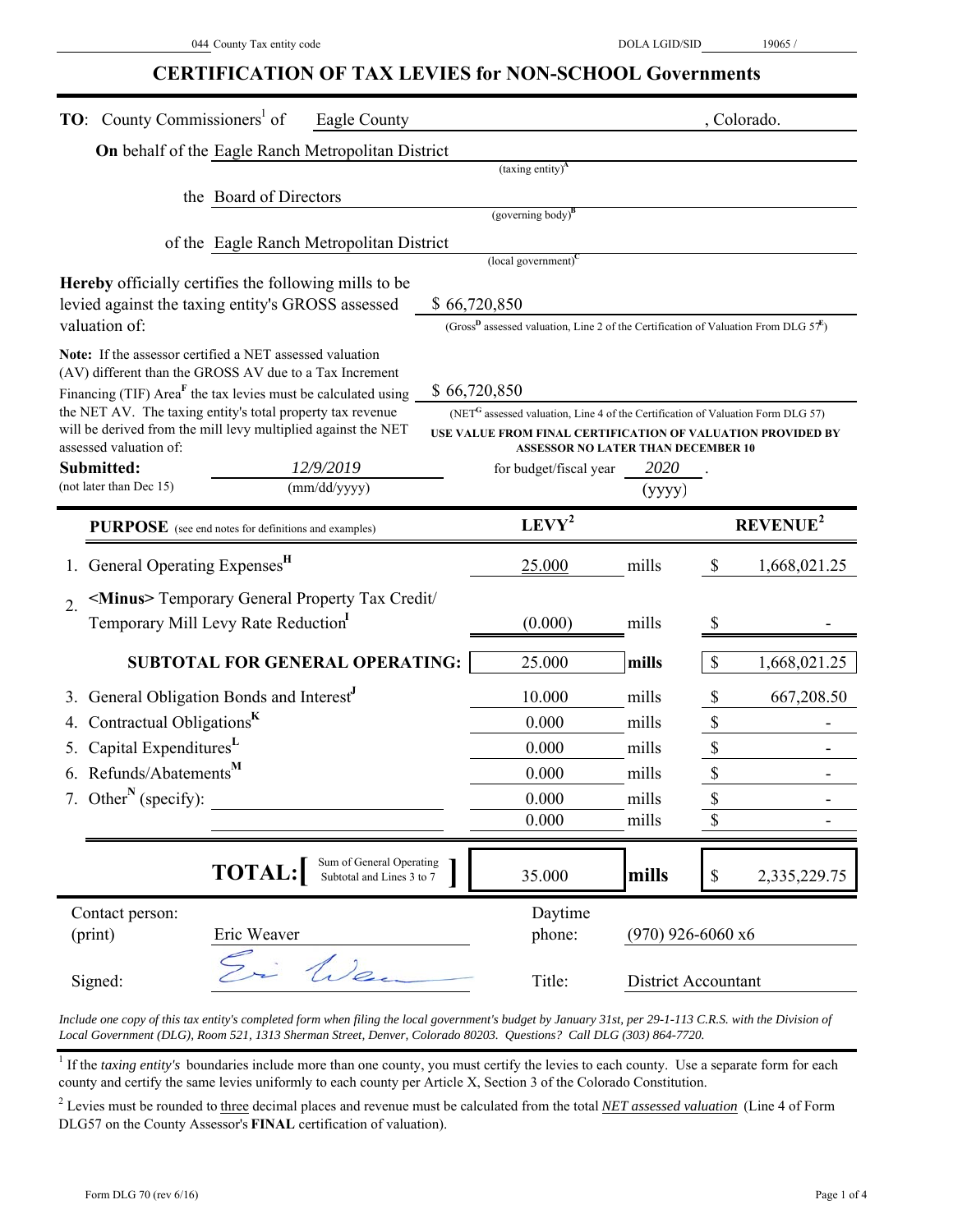044 County Tax entity code DOLA LGID/SID 19065 /

# CERTIFICATION OF TAX LEVIES for NON-SCHOOL Governments

**TO**: County Commissioners[1] of Eagle County , Colorado.

**On** behalf of the Eagle Ranch Metropolitan District
(taxing entity)[A]

the Board of Directors
(governing body)[B]

of the Eagle Ranch Metropolitan District
(local government)[C]

**Hereby** officially certifies the following mills to be levied against the taxing entity's GROSS assessed valuation of: $ 66,720,850
(Gross[D] assessed valuation, Line 2 of the Certification of Valuation From DLG 57[E])

**Note:** If the assessor certified a NET assessed valuation (AV) different than the GROSS AV due to a Tax Increment Financing (TIF) Area[F] the tax levies must be calculated using the NET AV. The taxing entity's total property tax revenue will be derived from the mill levy multiplied against the NET assessed valuation of: $ 66,720,850
(NET[G] assessed valuation, Line 4 of the Certification of Valuation Form DLG 57)
**USE VALUE FROM FINAL CERTIFICATION OF VALUATION PROVIDED BY ASSESSOR NO LATER THAN DECEMBER 10**

**Submitted:** *12/9/2019* for budget/fiscal year *2020* .
(not later than Dec 15) (mm/dd/yyyy) (yyyy)

| **PURPOSE** (see end notes for definitions and examples) | **LEVY**[2] | | **REVENUE**[2] |
|---|---|---|---|
| 1. General Operating Expenses[H] | 25.000 | mills | $ 1,668,021.25 |
| 2. <Minus> Temporary General Property Tax Credit/ Temporary Mill Levy Rate Reduction[I] | (0.000) | mills | $ - |
| **SUBTOTAL FOR GENERAL OPERATING:** | 25.000 | **mills** | $ 1,668,021.25 |
| 3. General Obligation Bonds and Interest[J] | 10.000 | mills | $ 667,208.50 |
| 4. Contractual Obligations[K] | 0.000 | mills | $ - |
| 5. Capital Expenditures[L] | 0.000 | mills | $ - |
| 6. Refunds/Abatements[M] | 0.000 | mills | $ - |
| 7. Other[N] (specify): | 0.000 | mills | $ - |
| | 0.000 | mills | $ - |
| **TOTAL:** [ Sum of General Operating Subtotal and Lines 3 to 7 ] | 35.000 | **mills** | $ 2,335,229.75 |

Contact person: (print) Eric Weaver Daytime phone: (970) 926-6060 x6

Signed: Title: District Accountant

*Include one copy of this tax entity's completed form when filing the local government's budget by January 31st, per 29-1-113 C.R.S. with the Division of Local Government (DLG), Room 521, 1313 Sherman Street, Denver, Colorado 80203. Questions? Call DLG (303) 864-7720.*

[1] If the *taxing entity's* boundaries include more than one county, you must certify the levies to each county. Use a separate form for each county and certify the same levies uniformly to each county per Article X, Section 3 of the Colorado Constitution.

[2] Levies must be rounded to three decimal places and revenue must be calculated from the total *NET assessed valuation* (Line 4 of Form DLG57 on the County Assessor's **FINAL** certification of valuation).

Form DLG 70 (rev 6/16)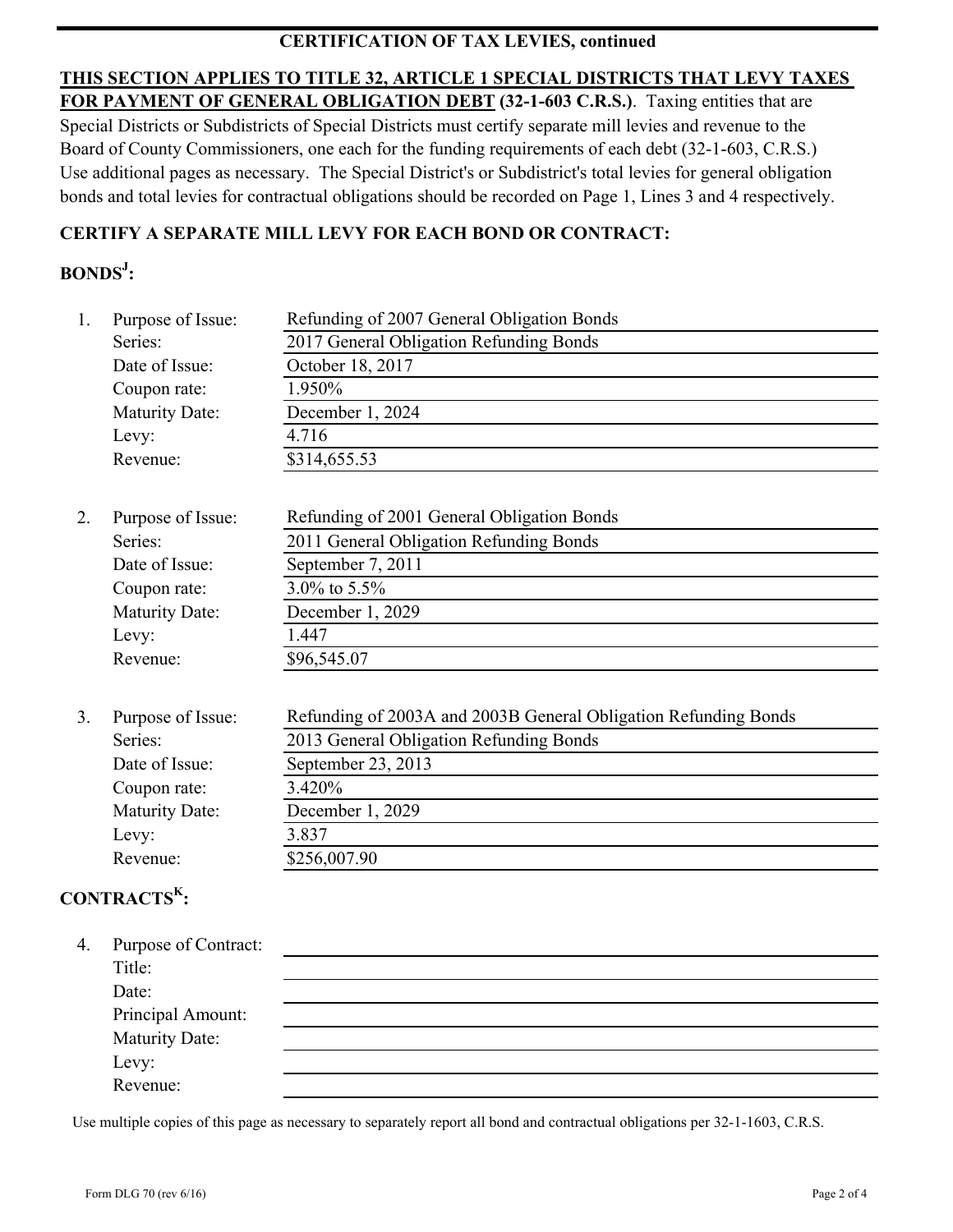## CERTIFICATION OF TAX LEVIES, continued

**THIS SECTION APPLIES TO TITLE 32, ARTICLE 1 SPECIAL DISTRICTS THAT LEVY TAXES FOR PAYMENT OF GENERAL OBLIGATION DEBT (32-1-603 C.R.S.)**. Taxing entities that are Special Districts or Subdistricts of Special Districts must certify separate mill levies and revenue to the Board of County Commissioners, one each for the funding requirements of each debt (32-1-603, C.R.S.) Use additional pages as necessary. The Special District's or Subdistrict's total levies for general obligation bonds and total levies for contractual obligations should be recorded on Page 1, Lines 3 and 4 respectively.

**CERTIFY A SEPARATE MILL LEVY FOR EACH BOND OR CONTRACT:**

**BONDS[J]:**

1. Purpose of Issue: Refunding of 2007 General Obligation Bonds
   Series: 2017 General Obligation Refunding Bonds
   Date of Issue: October 18, 2017
   Coupon rate: 1.950%
   Maturity Date: December 1, 2024
   Levy: 4.716
   Revenue: $314,655.53

2. Purpose of Issue: Refunding of 2001 General Obligation Bonds
   Series: 2011 General Obligation Refunding Bonds
   Date of Issue: September 7, 2011
   Coupon rate: 3.0% to 5.5%
   Maturity Date: December 1, 2029
   Levy: 1.447
   Revenue: $96,545.07

3. Purpose of Issue: Refunding of 2003A and 2003B General Obligation Refunding Bonds
   Series: 2013 General Obligation Refunding Bonds
   Date of Issue: September 23, 2013
   Coupon rate: 3.420%
   Maturity Date: December 1, 2029
   Levy: 3.837
   Revenue: $256,007.90

**CONTRACTS[K]:**

4. Purpose of Contract:
   Title:
   Date:
   Principal Amount:
   Maturity Date:
   Levy:
   Revenue:

Use multiple copies of this page as necessary to separately report all bond and contractual obligations per 32-1-1603, C.R.S.

Form DLG 70 (rev 6/16)